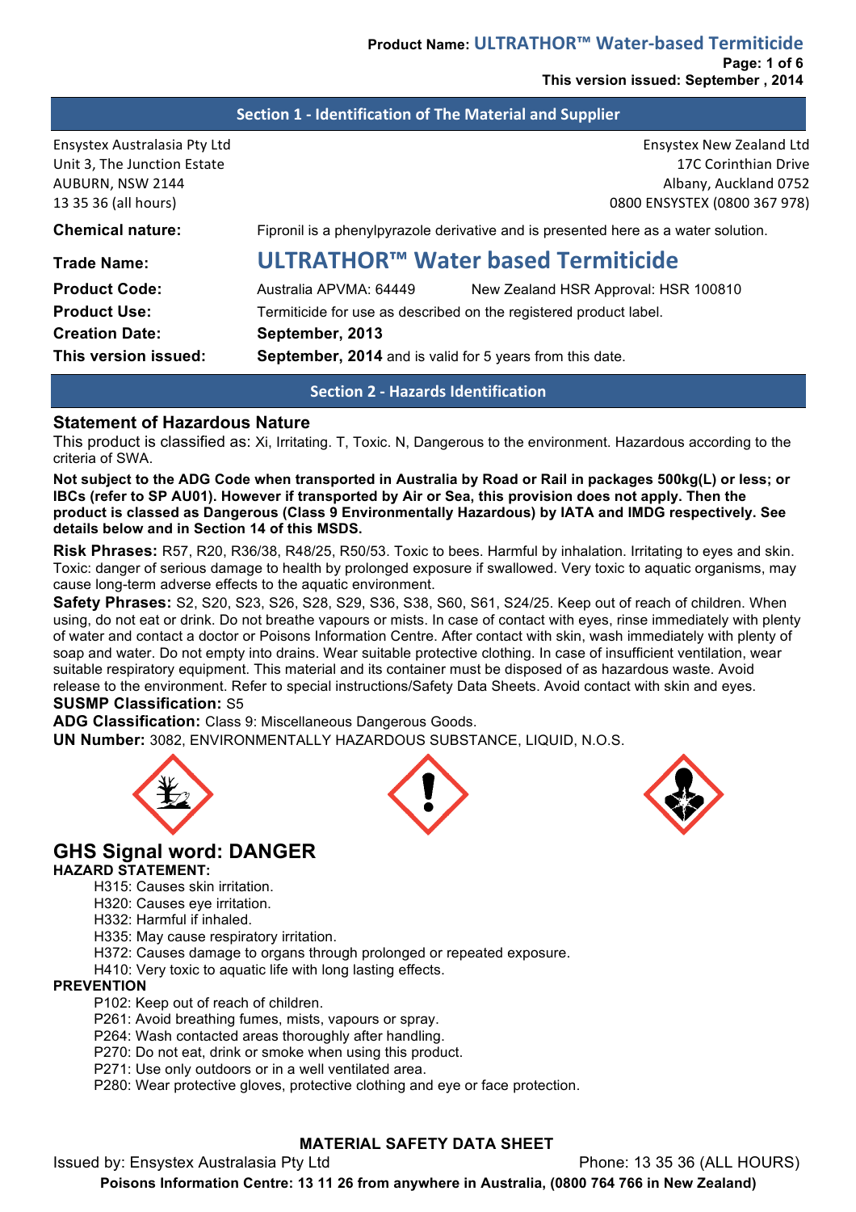## Section 1 - Identification of The Material and Supplier

Ensystex Australasia Pty Ltd
Unit 3, The Junction Estate
AUBURN, NSW 2144
13 35 36 (all hours)

Ensystex New Zealand Ltd
17C Corinthian Drive
Albany, Auckland 0752
0800 ENSYSTEX (0800 367 978)

**Chemical nature:** Fipronil is a phenylpyrazole derivative and is presented here as a water solution.

**Trade Name:** **ULTRATHOR™ Water based Termiticide**

**Product Code:** Australia APVMA: 64449 New Zealand HSR Approval: HSR 100810

**Product Use:** Termiticide for use as described on the registered product label.

**Creation Date:** **September, 2013**

**This version issued:** **September, 2014** and is valid for 5 years from this date.

## Section 2 - Hazards Identification

### Statement of Hazardous Nature

This product is classified as: Xi, Irritating. T, Toxic. N, Dangerous to the environment. Hazardous according to the criteria of SWA.

**Not subject to the ADG Code when transported in Australia by Road or Rail in packages 500kg(L) or less; or IBCs (refer to SP AU01). However if transported by Air or Sea, this provision does not apply. Then the product is classed as Dangerous (Class 9 Environmentally Hazardous) by IATA and IMDG respectively. See details below and in Section 14 of this MSDS.**

**Risk Phrases:** R57, R20, R36/38, R48/25, R50/53. Toxic to bees. Harmful by inhalation. Irritating to eyes and skin. Toxic: danger of serious damage to health by prolonged exposure if swallowed. Very toxic to aquatic organisms, may cause long-term adverse effects to the aquatic environment.

**Safety Phrases:** S2, S20, S23, S26, S28, S29, S36, S38, S60, S61, S24/25. Keep out of reach of children. When using, do not eat or drink. Do not breathe vapours or mists. In case of contact with eyes, rinse immediately with plenty of water and contact a doctor or Poisons Information Centre. After contact with skin, wash immediately with plenty of soap and water. Do not empty into drains. Wear suitable protective clothing. In case of insufficient ventilation, wear suitable respiratory equipment. This material and its container must be disposed of as hazardous waste. Avoid release to the environment. Refer to special instructions/Safety Data Sheets. Avoid contact with skin and eyes.

**SUSMP Classification:** S5

**ADG Classification:** Class 9: Miscellaneous Dangerous Goods.

**UN Number:** 3082, ENVIRONMENTALLY HAZARDOUS SUBSTANCE, LIQUID, N.O.S.

### GHS Signal word: DANGER

**HAZARD STATEMENT:**

- H315: Causes skin irritation.
- H320: Causes eye irritation.
- H332: Harmful if inhaled.
- H335: May cause respiratory irritation.
- H372: Causes damage to organs through prolonged or repeated exposure.
- H410: Very toxic to aquatic life with long lasting effects.

**PREVENTION**

- P102: Keep out of reach of children.
- P261: Avoid breathing fumes, mists, vapours or spray.
- P264: Wash contacted areas thoroughly after handling.
- P270: Do not eat, drink or smoke when using this product.
- P271: Use only outdoors or in a well ventilated area.
- P280: Wear protective gloves, protective clothing and eye or face protection.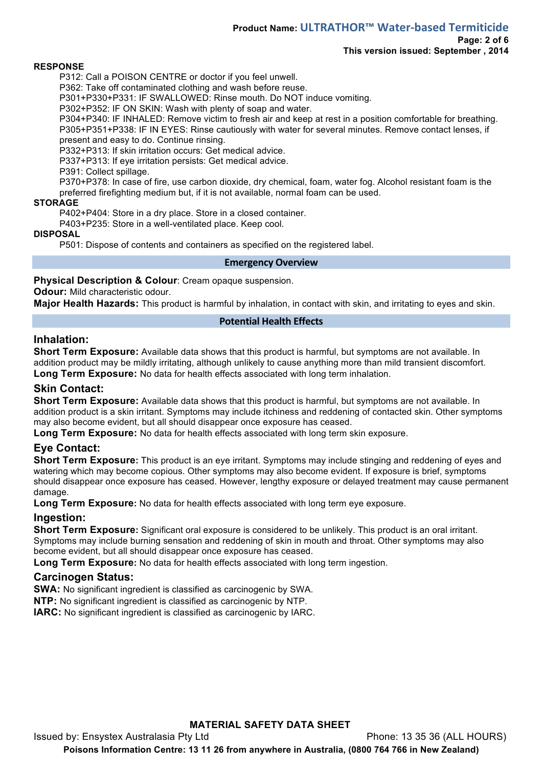**RESPONSE**

P312: Call a POISON CENTRE or doctor if you feel unwell.
P362: Take off contaminated clothing and wash before reuse.
P301+P330+P331: IF SWALLOWED: Rinse mouth. Do NOT induce vomiting.
P302+P352: IF ON SKIN: Wash with plenty of soap and water.
P304+P340: IF INHALED: Remove victim to fresh air and keep at rest in a position comfortable for breathing.
P305+P351+P338: IF IN EYES: Rinse cautiously with water for several minutes. Remove contact lenses, if present and easy to do. Continue rinsing.
P332+P313: If skin irritation occurs: Get medical advice.
P337+P313: If eye irritation persists: Get medical advice.
P391: Collect spillage.
P370+P378: In case of fire, use carbon dioxide, dry chemical, foam, water fog. Alcohol resistant foam is the preferred firefighting medium but, if it is not available, normal foam can be used.

**STORAGE**

P402+P404: Store in a dry place. Store in a closed container.
P403+P235: Store in a well-ventilated place. Keep cool.

**DISPOSAL**

P501: Dispose of contents and containers as specified on the registered label.

## Emergency Overview

**Physical Description & Colour**: Cream opaque suspension.
**Odour:** Mild characteristic odour.
**Major Health Hazards:** This product is harmful by inhalation, in contact with skin, and irritating to eyes and skin.

## Potential Health Effects

### Inhalation:

**Short Term Exposure:** Available data shows that this product is harmful, but symptoms are not available. In addition product may be mildly irritating, although unlikely to cause anything more than mild transient discomfort.
**Long Term Exposure:** No data for health effects associated with long term inhalation.

### Skin Contact:

**Short Term Exposure:** Available data shows that this product is harmful, but symptoms are not available. In addition product is a skin irritant. Symptoms may include itchiness and reddening of contacted skin. Other symptoms may also become evident, but all should disappear once exposure has ceased.
**Long Term Exposure:** No data for health effects associated with long term skin exposure.

### Eye Contact:

**Short Term Exposure:** This product is an eye irritant. Symptoms may include stinging and reddening of eyes and watering which may become copious. Other symptoms may also become evident. If exposure is brief, symptoms should disappear once exposure has ceased. However, lengthy exposure or delayed treatment may cause permanent damage.
**Long Term Exposure:** No data for health effects associated with long term eye exposure.

### Ingestion:

**Short Term Exposure:** Significant oral exposure is considered to be unlikely. This product is an oral irritant. Symptoms may include burning sensation and reddening of skin in mouth and throat. Other symptoms may also become evident, but all should disappear once exposure has ceased.
**Long Term Exposure:** No data for health effects associated with long term ingestion.

### Carcinogen Status:

**SWA:** No significant ingredient is classified as carcinogenic by SWA.
**NTP:** No significant ingredient is classified as carcinogenic by NTP.
**IARC:** No significant ingredient is classified as carcinogenic by IARC.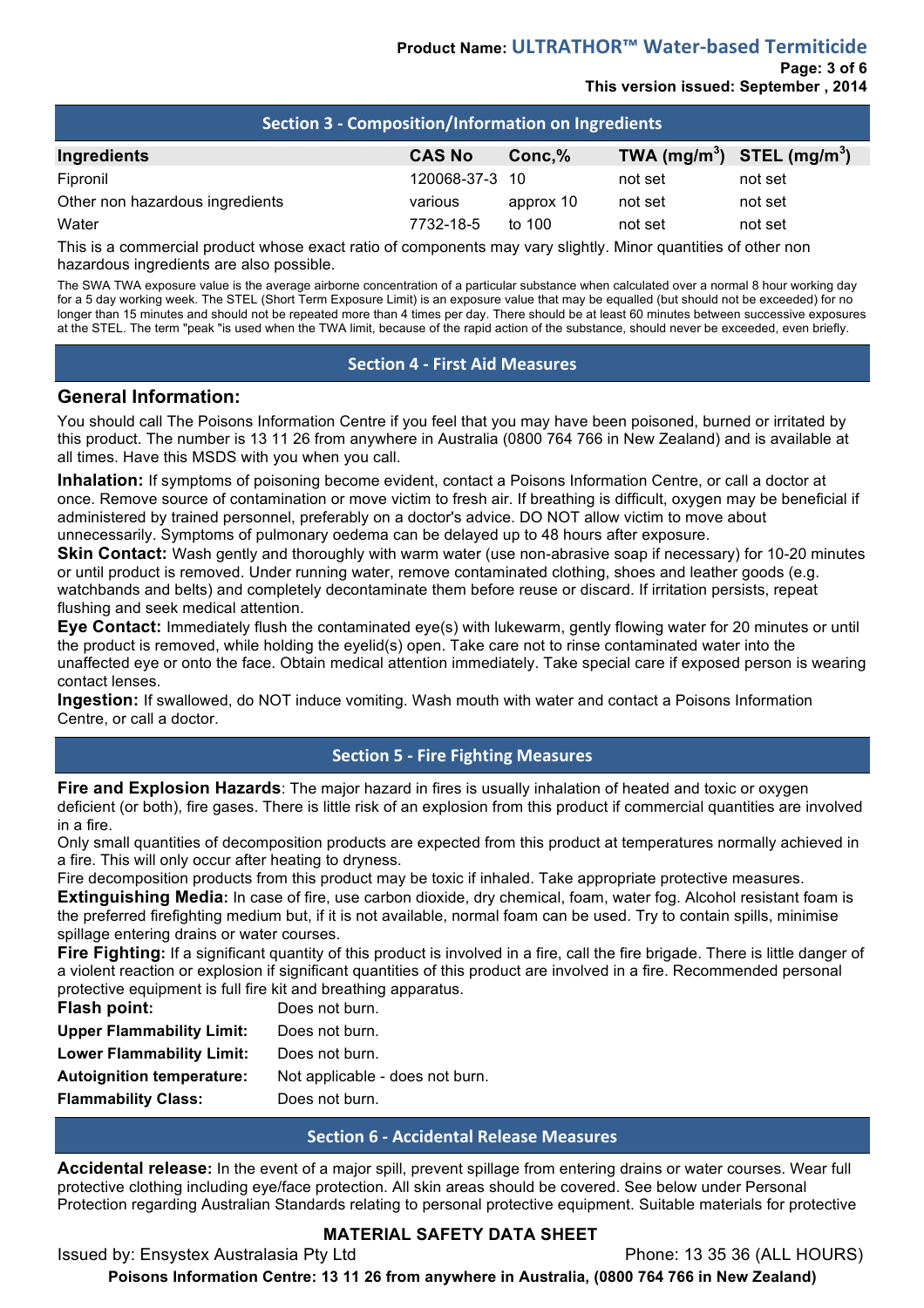## Section 3 - Composition/Information on Ingredients

| Ingredients | CAS No | Conc,% | TWA (mg/m$^3$) | STEL (mg/m$^3$) |
|---|---|---|---|---|
| Fipronil | 120068-37-3 | 10 | not set | not set |
| Other non hazardous ingredients | various | approx 10 | not set | not set |
| Water | 7732-18-5 | to 100 | not set | not set |

This is a commercial product whose exact ratio of components may vary slightly. Minor quantities of other non hazardous ingredients are also possible.

The SWA TWA exposure value is the average airborne concentration of a particular substance when calculated over a normal 8 hour working day for a 5 day working week. The STEL (Short Term Exposure Limit) is an exposure value that may be equalled (but should not be exceeded) for no longer than 15 minutes and should not be repeated more than 4 times per day. There should be at least 60 minutes between successive exposures at the STEL. The term "peak "is used when the TWA limit, because of the rapid action of the substance, should never be exceeded, even briefly.

## Section 4 - First Aid Measures

### General Information:

You should call The Poisons Information Centre if you feel that you may have been poisoned, burned or irritated by this product. The number is 13 11 26 from anywhere in Australia (0800 764 766 in New Zealand) and is available at all times. Have this MSDS with you when you call.

**Inhalation:** If symptoms of poisoning become evident, contact a Poisons Information Centre, or call a doctor at once. Remove source of contamination or move victim to fresh air. If breathing is difficult, oxygen may be beneficial if administered by trained personnel, preferably on a doctor's advice. DO NOT allow victim to move about unnecessarily. Symptoms of pulmonary oedema can be delayed up to 48 hours after exposure.

**Skin Contact:** Wash gently and thoroughly with warm water (use non-abrasive soap if necessary) for 10-20 minutes or until product is removed. Under running water, remove contaminated clothing, shoes and leather goods (e.g. watchbands and belts) and completely decontaminate them before reuse or discard. If irritation persists, repeat flushing and seek medical attention.

**Eye Contact:** Immediately flush the contaminated eye(s) with lukewarm, gently flowing water for 20 minutes or until the product is removed, while holding the eyelid(s) open. Take care not to rinse contaminated water into the unaffected eye or onto the face. Obtain medical attention immediately. Take special care if exposed person is wearing contact lenses.

**Ingestion:** If swallowed, do NOT induce vomiting. Wash mouth with water and contact a Poisons Information Centre, or call a doctor.

## Section 5 - Fire Fighting Measures

**Fire and Explosion Hazards**: The major hazard in fires is usually inhalation of heated and toxic or oxygen deficient (or both), fire gases. There is little risk of an explosion from this product if commercial quantities are involved in a fire.

Only small quantities of decomposition products are expected from this product at temperatures normally achieved in a fire. This will only occur after heating to dryness.

Fire decomposition products from this product may be toxic if inhaled. Take appropriate protective measures.

**Extinguishing Media:** In case of fire, use carbon dioxide, dry chemical, foam, water fog. Alcohol resistant foam is the preferred firefighting medium but, if it is not available, normal foam can be used. Try to contain spills, minimise spillage entering drains or water courses.

**Fire Fighting:** If a significant quantity of this product is involved in a fire, call the fire brigade. There is little danger of a violent reaction or explosion if significant quantities of this product are involved in a fire. Recommended personal protective equipment is full fire kit and breathing apparatus.

**Flash point:** Does not burn.

**Upper Flammability Limit:** Does not burn.

**Lower Flammability Limit:** Does not burn.

**Autoignition temperature:** Not applicable - does not burn.

**Flammability Class:** Does not burn.

## Section 6 - Accidental Release Measures

**Accidental release:** In the event of a major spill, prevent spillage from entering drains or water courses. Wear full protective clothing including eye/face protection. All skin areas should be covered. See below under Personal Protection regarding Australian Standards relating to personal protective equipment. Suitable materials for protective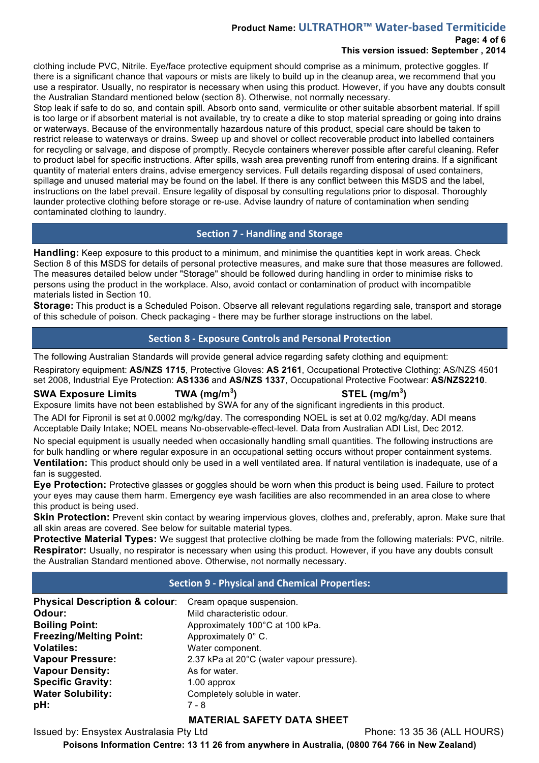clothing include PVC, Nitrile. Eye/face protective equipment should comprise as a minimum, protective goggles. If there is a significant chance that vapours or mists are likely to build up in the cleanup area, we recommend that you use a respirator. Usually, no respirator is necessary when using this product. However, if you have any doubts consult the Australian Standard mentioned below (section 8). Otherwise, not normally necessary.
Stop leak if safe to do so, and contain spill. Absorb onto sand, vermiculite or other suitable absorbent material. If spill is too large or if absorbent material is not available, try to create a dike to stop material spreading or going into drains or waterways. Because of the environmentally hazardous nature of this product, special care should be taken to restrict release to waterways or drains. Sweep up and shovel or collect recoverable product into labelled containers for recycling or salvage, and dispose of promptly. Recycle containers wherever possible after careful cleaning. Refer to product label for specific instructions. After spills, wash area preventing runoff from entering drains. If a significant quantity of material enters drains, advise emergency services. Full details regarding disposal of used containers, spillage and unused material may be found on the label. If there is any conflict between this MSDS and the label, instructions on the label prevail. Ensure legality of disposal by consulting regulations prior to disposal. Thoroughly launder protective clothing before storage or re-use. Advise laundry of nature of contamination when sending contaminated clothing to laundry.

## Section 7 - Handling and Storage

**Handling:** Keep exposure to this product to a minimum, and minimise the quantities kept in work areas. Check Section 8 of this MSDS for details of personal protective measures, and make sure that those measures are followed. The measures detailed below under "Storage" should be followed during handling in order to minimise risks to persons using the product in the workplace. Also, avoid contact or contamination of product with incompatible materials listed in Section 10.

**Storage:** This product is a Scheduled Poison. Observe all relevant regulations regarding sale, transport and storage of this schedule of poison. Check packaging - there may be further storage instructions on the label.

## Section 8 - Exposure Controls and Personal Protection

The following Australian Standards will provide general advice regarding safety clothing and equipment:

Respiratory equipment: **AS/NZS 1715**, Protective Gloves: **AS 2161**, Occupational Protective Clothing: AS/NZS 4501 set 2008, Industrial Eye Protection: **AS1336** and **AS/NZS 1337**, Occupational Protective Footwear: **AS/NZS2210**.

| **SWA Exposure Limits** | **TWA (mg/m$^3$)** | **STEL (mg/m$^3$)** |
|---|---|---|

Exposure limits have not been established by SWA for any of the significant ingredients in this product.

The ADI for Fipronil is set at 0.0002 mg/kg/day. The corresponding NOEL is set at 0.02 mg/kg/day. ADI means Acceptable Daily Intake; NOEL means No-observable-effect-level. Data from Australian ADI List, Dec 2012.

No special equipment is usually needed when occasionally handling small quantities. The following instructions are for bulk handling or where regular exposure in an occupational setting occurs without proper containment systems.

**Ventilation:** This product should only be used in a well ventilated area. If natural ventilation is inadequate, use of a fan is suggested.

**Eye Protection:** Protective glasses or goggles should be worn when this product is being used. Failure to protect your eyes may cause them harm. Emergency eye wash facilities are also recommended in an area close to where this product is being used.

**Skin Protection:** Prevent skin contact by wearing impervious gloves, clothes and, preferably, apron. Make sure that all skin areas are covered. See below for suitable material types.

**Protective Material Types:** We suggest that protective clothing be made from the following materials: PVC, nitrile.

**Respirator:** Usually, no respirator is necessary when using this product. However, if you have any doubts consult the Australian Standard mentioned above. Otherwise, not normally necessary.

## Section 9 - Physical and Chemical Properties:

| | |
|---|---|
| **Physical Description & colour**: | Cream opaque suspension. |
| **Odour:** | Mild characteristic odour. |
| **Boiling Point:** | Approximately 100°C at 100 kPa. |
| **Freezing/Melting Point:** | Approximately 0° C. |
| **Volatiles:** | Water component. |
| **Vapour Pressure:** | 2.37 kPa at 20°C (water vapour pressure). |
| **Vapour Density:** | As for water. |
| **Specific Gravity:** | 1.00 approx |
| **Water Solubility:** | Completely soluble in water. |
| **pH:** | 7 - 8 |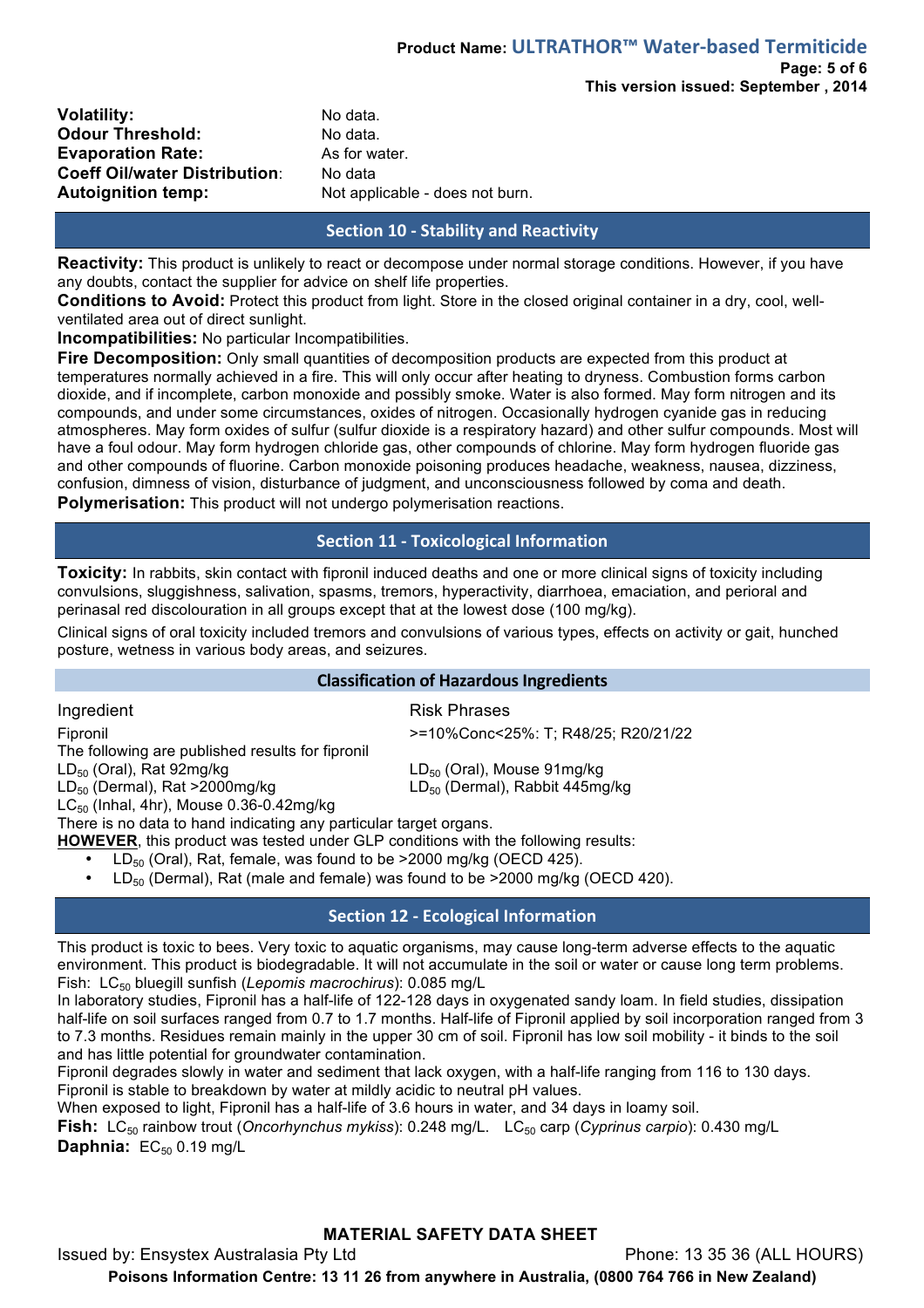**Volatility:** No data.
**Odour Threshold:** No data.
**Evaporation Rate:** As for water.
**Coeff Oil/water Distribution:** No data
**Autoignition temp:** Not applicable - does not burn.

## Section 10 - Stability and Reactivity

**Reactivity:** This product is unlikely to react or decompose under normal storage conditions. However, if you have any doubts, contact the supplier for advice on shelf life properties.
**Conditions to Avoid:** Protect this product from light. Store in the closed original container in a dry, cool, well-ventilated area out of direct sunlight.
**Incompatibilities:** No particular Incompatibilities.
**Fire Decomposition:** Only small quantities of decomposition products are expected from this product at temperatures normally achieved in a fire. This will only occur after heating to dryness. Combustion forms carbon dioxide, and if incomplete, carbon monoxide and possibly smoke. Water is also formed. May form nitrogen and its compounds, and under some circumstances, oxides of nitrogen. Occasionally hydrogen cyanide gas in reducing atmospheres. May form oxides of sulfur (sulfur dioxide is a respiratory hazard) and other sulfur compounds. Most will have a foul odour. May form hydrogen chloride gas, other compounds of chlorine. May form hydrogen fluoride gas and other compounds of fluorine. Carbon monoxide poisoning produces headache, weakness, nausea, dizziness, confusion, dimness of vision, disturbance of judgment, and unconsciousness followed by coma and death.
**Polymerisation:** This product will not undergo polymerisation reactions.

## Section 11 - Toxicological Information

**Toxicity:** In rabbits, skin contact with fipronil induced deaths and one or more clinical signs of toxicity including convulsions, sluggishness, salivation, spasms, tremors, hyperactivity, diarrhoea, emaciation, and perioral and perinasal red discolouration in all groups except that at the lowest dose (100 mg/kg).

Clinical signs of oral toxicity included tremors and convulsions of various types, effects on activity or gait, hunched posture, wetness in various body areas, and seizures.

### Classification of Hazardous Ingredients

| Ingredient | Risk Phrases |
| --- | --- |
| Fipronil | >=10%Conc<25%: T; R48/25; R20/21/22 |

The following are published results for fipronil

$LD_{50}$ (Oral), Rat 92mg/kg
$LD_{50}$ (Oral), Mouse 91mg/kg
$LD_{50}$ (Dermal), Rat >2000mg/kg
$LD_{50}$ (Dermal), Rabbit 445mg/kg
$LC_{50}$ (Inhal, 4hr), Mouse 0.36-0.42mg/kg

There is no data to hand indicating any particular target organs.
**HOWEVER**, this product was tested under GLP conditions with the following results:

- $LD_{50}$ (Oral), Rat, female, was found to be >2000 mg/kg (OECD 425).
- $LD_{50}$ (Dermal), Rat (male and female) was found to be >2000 mg/kg (OECD 420).

## Section 12 - Ecological Information

This product is toxic to bees. Very toxic to aquatic organisms, may cause long-term adverse effects to the aquatic environment. This product is biodegradable. It will not accumulate in the soil or water or cause long term problems.
Fish: $LC_{50}$ bluegill sunfish (*Lepomis macrochirus*): 0.085 mg/L
In laboratory studies, Fipronil has a half-life of 122-128 days in oxygenated sandy loam. In field studies, dissipation half-life on soil surfaces ranged from 0.7 to 1.7 months. Half-life of Fipronil applied by soil incorporation ranged from 3 to 7.3 months. Residues remain mainly in the upper 30 cm of soil. Fipronil has low soil mobility - it binds to the soil and has little potential for groundwater contamination.
Fipronil degrades slowly in water and sediment that lack oxygen, with a half-life ranging from 116 to 130 days.
Fipronil is stable to breakdown by water at mildly acidic to neutral pH values.
When exposed to light, Fipronil has a half-life of 3.6 hours in water, and 34 days in loamy soil.
**Fish:** $LC_{50}$ rainbow trout (*Oncorhynchus mykiss*): 0.248 mg/L. $LC_{50}$ carp (*Cyprinus carpio*): 0.430 mg/L
**Daphnia:** $EC_{50}$ 0.19 mg/L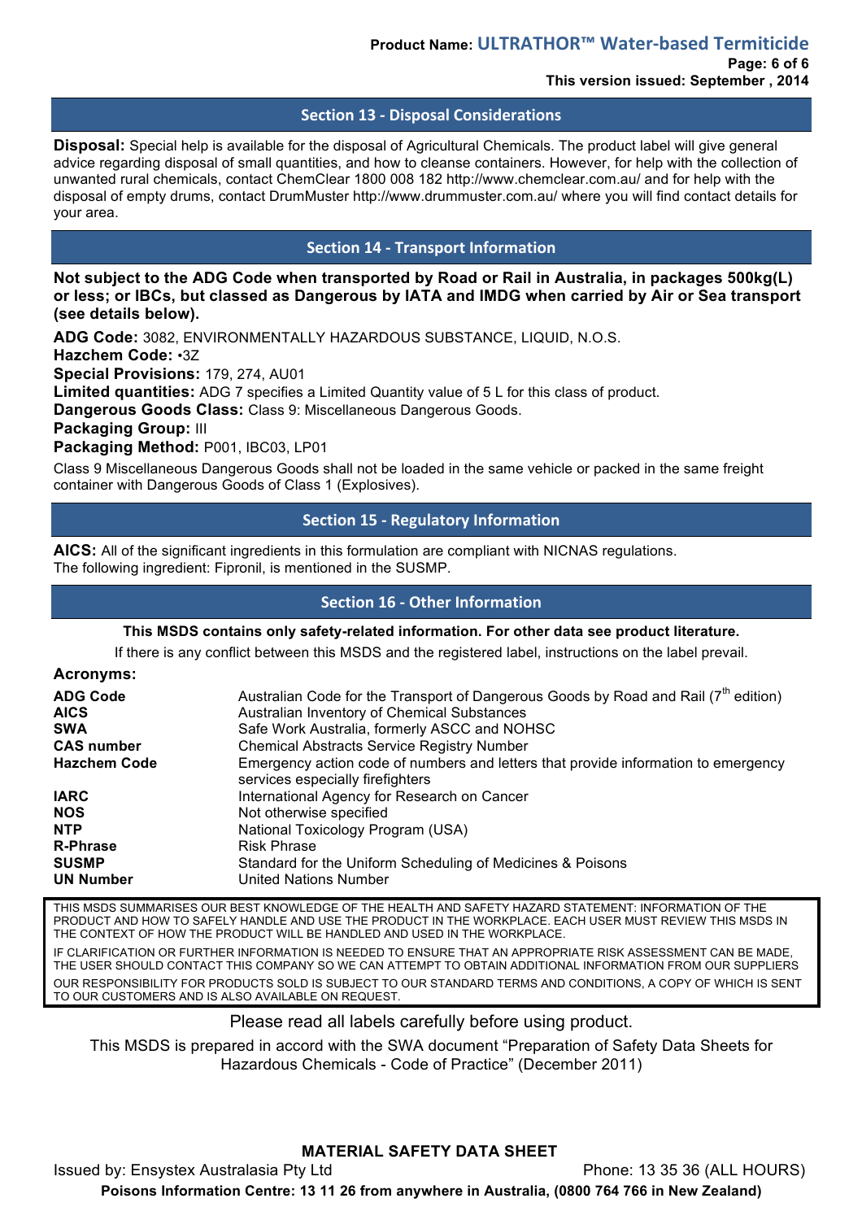## Section 13 - Disposal Considerations

**Disposal:** Special help is available for the disposal of Agricultural Chemicals. The product label will give general advice regarding disposal of small quantities, and how to cleanse containers. However, for help with the collection of unwanted rural chemicals, contact ChemClear 1800 008 182 http://www.chemclear.com.au/ and for help with the disposal of empty drums, contact DrumMuster http://www.drummuster.com.au/ where you will find contact details for your area.

## Section 14 - Transport Information

**Not subject to the ADG Code when transported by Road or Rail in Australia, in packages 500kg(L) or less; or IBCs, but classed as Dangerous by IATA and IMDG when carried by Air or Sea transport (see details below).**

**ADG Code:** 3082, ENVIRONMENTALLY HAZARDOUS SUBSTANCE, LIQUID, N.O.S.
**Hazchem Code:** •3Z
**Special Provisions:** 179, 274, AU01
**Limited quantities:** ADG 7 specifies a Limited Quantity value of 5 L for this class of product.
**Dangerous Goods Class:** Class 9: Miscellaneous Dangerous Goods.
**Packaging Group:** III
**Packaging Method:** P001, IBC03, LP01

Class 9 Miscellaneous Dangerous Goods shall not be loaded in the same vehicle or packed in the same freight container with Dangerous Goods of Class 1 (Explosives).

## Section 15 - Regulatory Information

**AICS:** All of the significant ingredients in this formulation are compliant with NICNAS regulations.
The following ingredient: Fipronil, is mentioned in the SUSMP.

## Section 16 - Other Information

**This MSDS contains only safety-related information. For other data see product literature.**

If there is any conflict between this MSDS and the registered label, instructions on the label prevail.

**Acronyms:**

| | |
|---|---|
| **ADG Code** | Australian Code for the Transport of Dangerous Goods by Road and Rail (7th edition) |
| **AICS** | Australian Inventory of Chemical Substances |
| **SWA** | Safe Work Australia, formerly ASCC and NOHSC |
| **CAS number** | Chemical Abstracts Service Registry Number |
| **Hazchem Code** | Emergency action code of numbers and letters that provide information to emergency services especially firefighters |
| **IARC** | International Agency for Research on Cancer |
| **NOS** | Not otherwise specified |
| **NTP** | National Toxicology Program (USA) |
| **R-Phrase** | Risk Phrase |
| **SUSMP** | Standard for the Uniform Scheduling of Medicines & Poisons |
| **UN Number** | United Nations Number |

THIS MSDS SUMMARISES OUR BEST KNOWLEDGE OF THE HEALTH AND SAFETY HAZARD STATEMENT: INFORMATION OF THE PRODUCT AND HOW TO SAFELY HANDLE AND USE THE PRODUCT IN THE WORKPLACE. EACH USER MUST REVIEW THIS MSDS IN THE CONTEXT OF HOW THE PRODUCT WILL BE HANDLED AND USED IN THE WORKPLACE.

IF CLARIFICATION OR FURTHER INFORMATION IS NEEDED TO ENSURE THAT AN APPROPRIATE RISK ASSESSMENT CAN BE MADE, THE USER SHOULD CONTACT THIS COMPANY SO WE CAN ATTEMPT TO OBTAIN ADDITIONAL INFORMATION FROM OUR SUPPLIERS

OUR RESPONSIBILITY FOR PRODUCTS SOLD IS SUBJECT TO OUR STANDARD TERMS AND CONDITIONS, A COPY OF WHICH IS SENT TO OUR CUSTOMERS AND IS ALSO AVAILABLE ON REQUEST.

Please read all labels carefully before using product.

This MSDS is prepared in accord with the SWA document "Preparation of Safety Data Sheets for Hazardous Chemicals - Code of Practice" (December 2011)